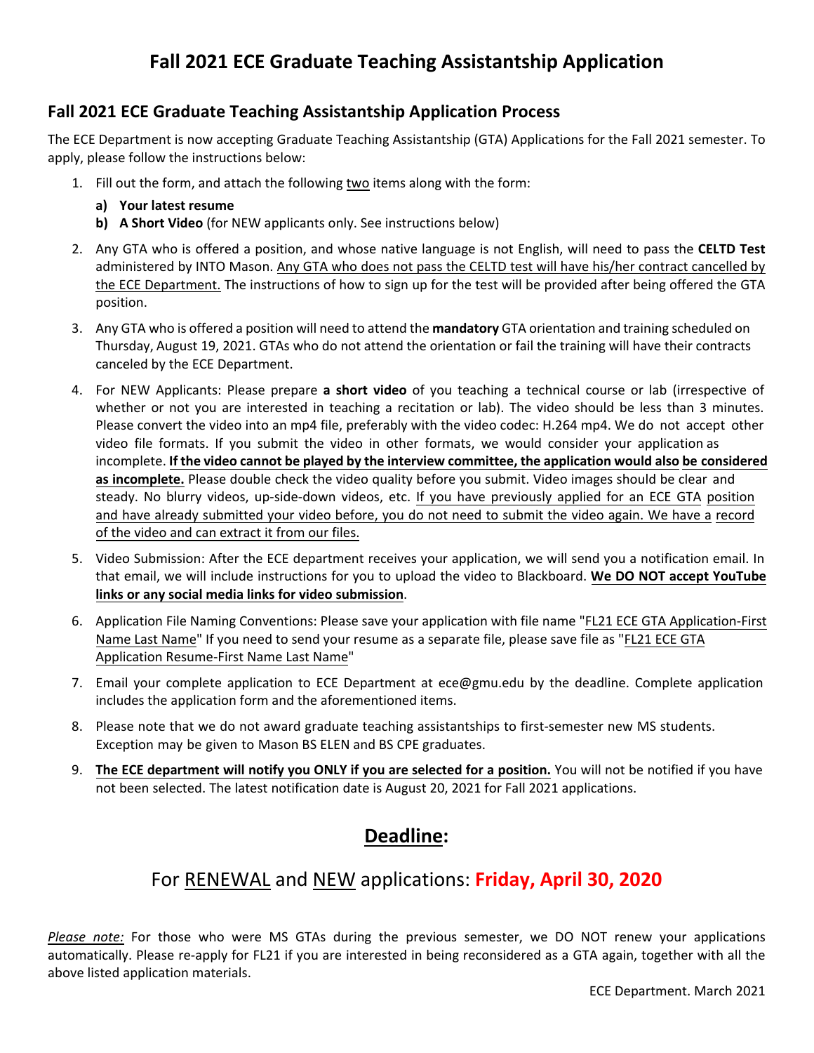# Fall 2021 ECE Graduate Teaching Assistantship Application

## Fall 2021 ECE Graduate Teaching Assistantship Application Process

The ECE Department is now accepting Graduate Teaching Assistantship (GTA) Applications for the Fall 2021 semester. To apply, please follow the instructions below:

1. Fill out the form, and attach the following two items along with the form:
   - **a) Your latest resume**
   - **b) A Short Video** (for NEW applicants only. See instructions below)
2. Any GTA who is offered a position, and whose native language is not English, will need to pass the **CELTD Test** administered by INTO Mason. Any GTA who does not pass the CELTD test will have his/her contract cancelled by the ECE Department. The instructions of how to sign up for the test will be provided after being offered the GTA position.
3. Any GTA who is offered a position will need to attend the **mandatory** GTA orientation and training scheduled on Thursday, August 19, 2021. GTAs who do not attend the orientation or fail the training will have their contracts canceled by the ECE Department.
4. For NEW Applicants: Please prepare **a short video** of you teaching a technical course or lab (irrespective of whether or not you are interested in teaching a recitation or lab). The video should be less than 3 minutes. Please convert the video into an mp4 file, preferably with the video codec: H.264 mp4. We do not accept other video file formats. If you submit the video in other formats, we would consider your application as incomplete. **If the video cannot be played by the interview committee, the application would also be considered as incomplete.** Please double check the video quality before you submit. Video images should be clear and steady. No blurry videos, up-side-down videos, etc. If you have previously applied for an ECE GTA position and have already submitted your video before, you do not need to submit the video again. We have a record of the video and can extract it from our files.
5. Video Submission: After the ECE department receives your application, we will send you a notification email. In that email, we will include instructions for you to upload the video to Blackboard. **We DO NOT accept YouTube links or any social media links for video submission**.
6. Application File Naming Conventions: Please save your application with file name "FL21 ECE GTA Application-First Name Last Name" If you need to send your resume as a separate file, please save file as "FL21 ECE GTA Application Resume-First Name Last Name"
7. Email your complete application to ECE Department at ece@gmu.edu by the deadline. Complete application includes the application form and the aforementioned items.
8. Please note that we do not award graduate teaching assistantships to first-semester new MS students. Exception may be given to Mason BS ELEN and BS CPE graduates.
9. **The ECE department will notify you ONLY if you are selected for a position.** You will not be notified if you have not been selected. The latest notification date is August 20, 2021 for Fall 2021 applications.

## Deadline:

### For RENEWAL and NEW applications: **Friday, April 30, 2020**

*Please note:* For those who were MS GTAs during the previous semester, we DO NOT renew your applications automatically. Please re-apply for FL21 if you are interested in being reconsidered as a GTA again, together with all the above listed application materials.

ECE Department. March 2021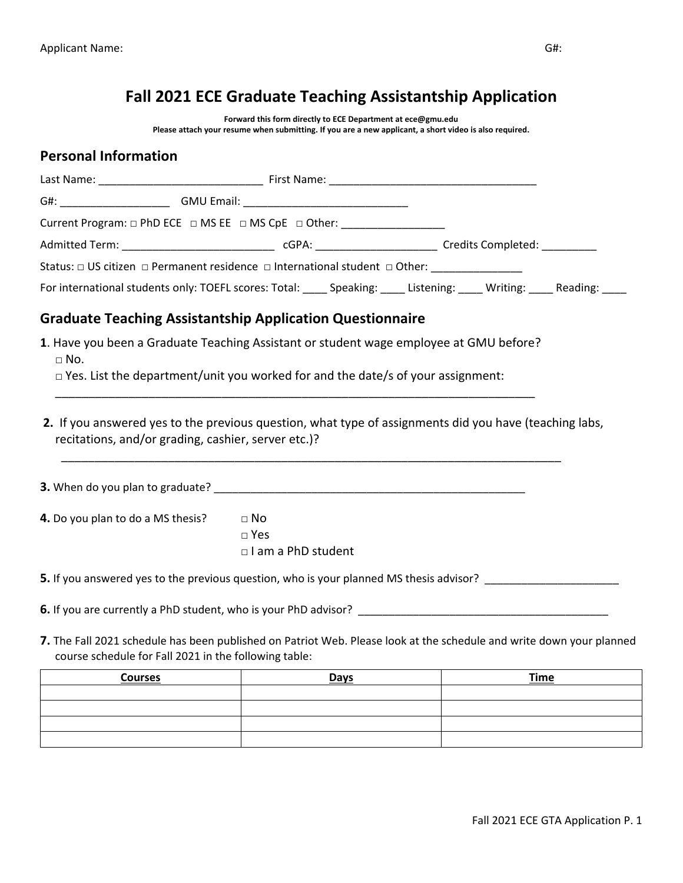Applicant Name: G#:

# Fall 2021 ECE Graduate Teaching Assistantship Application

**Forward this form directly to ECE Department at ece@gmu.edu**
**Please attach your resume when submitting. If you are a new applicant, a short video is also required.**

## Personal Information

Last Name: ___________________________ First Name: __________________________________

G#: _________________ GMU Email: ___________________________

Current Program: □ PhD ECE □ MS EE □ MS CpE □ Other: _________________

Admitted Term: _________________________ cGPA: ____________________ Credits Completed: _________

Status: □ US citizen □ Permanent residence □ International student □ Other: _______________

For international students only: TOEFL scores: Total: ____ Speaking: ____ Listening: ____ Writing: ____ Reading: ____

## Graduate Teaching Assistantship Application Questionnaire

**1**. Have you been a Graduate Teaching Assistant or student wage employee at GMU before?
□ No.
□ Yes. List the department/unit you worked for and the date/s of your assignment:
_____________________________________________________________________________

**2.** If you answered yes to the previous question, what type of assignments did you have (teaching labs, recitations, and/or grading, cashier, server etc.)?
_____________________________________________________________________________

**3.** When do you plan to graduate? ___________________________________________________

**4.** Do you plan to do a MS thesis?
□ No
□ Yes
□ I am a PhD student

**5.** If you answered yes to the previous question, who is your planned MS thesis advisor? _____________________

**6.** If you are currently a PhD student, who is your PhD advisor? _________________________________________

**7.** The Fall 2021 schedule has been published on Patriot Web. Please look at the schedule and write down your planned course schedule for Fall 2021 in the following table:

| Courses | Days | Time |
|---|---|---|
| | | |
| | | |
| | | |
| | | |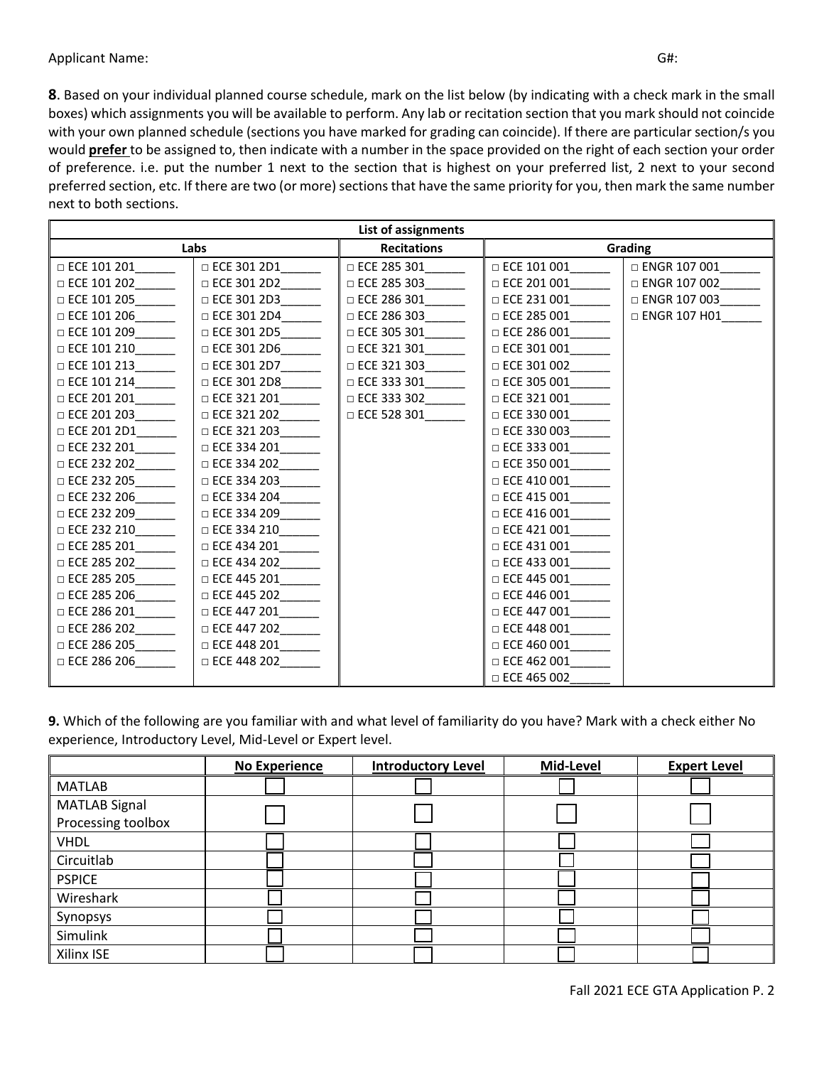Applicant Name: G#:

**8**. Based on your individual planned course schedule, mark on the list below (by indicating with a check mark in the small boxes) which assignments you will be available to perform. Any lab or recitation section that you mark should not coincide with your own planned schedule (sections you have marked for grading can coincide). If there are particular section/s you would **prefer** to be assigned to, then indicate with a number in the space provided on the right of each section your order of preference. i.e. put the number 1 next to the section that is highest on your preferred list, 2 next to your second preferred section, etc. If there are two (or more) sections that have the same priority for you, then mark the same number next to both sections.

| List of assignments | | | | |
|---|---|---|---|---|
| **Labs** | | **Recitations** | **Grading** | |
| □ ECE 101 201______ | □ ECE 301 2D1______ | □ ECE 285 301______ | □ ECE 101 001______ | □ ENGR 107 001______ |
| □ ECE 101 202______ | □ ECE 301 2D2______ | □ ECE 285 303______ | □ ECE 201 001______ | □ ENGR 107 002______ |
| □ ECE 101 205______ | □ ECE 301 2D3______ | □ ECE 286 301______ | □ ECE 231 001______ | □ ENGR 107 003______ |
| □ ECE 101 206______ | □ ECE 301 2D4______ | □ ECE 286 303______ | □ ECE 285 001______ | □ ENGR 107 H01______ |
| □ ECE 101 209______ | □ ECE 301 2D5______ | □ ECE 305 301______ | □ ECE 286 001______ | |
| □ ECE 101 210______ | □ ECE 301 2D6______ | □ ECE 321 301______ | □ ECE 301 001______ | |
| □ ECE 101 213______ | □ ECE 301 2D7______ | □ ECE 321 303______ | □ ECE 301 002______ | |
| □ ECE 101 214______ | □ ECE 301 2D8______ | □ ECE 333 301______ | □ ECE 305 001______ | |
| □ ECE 201 201______ | □ ECE 321 201______ | □ ECE 333 302______ | □ ECE 321 001______ | |
| □ ECE 201 203______ | □ ECE 321 202______ | □ ECE 528 301______ | □ ECE 330 001______ | |
| □ ECE 201 2D1______ | □ ECE 321 203______ | | □ ECE 330 003______ | |
| □ ECE 232 201______ | □ ECE 334 201______ | | □ ECE 333 001______ | |
| □ ECE 232 202______ | □ ECE 334 202______ | | □ ECE 350 001______ | |
| □ ECE 232 205______ | □ ECE 334 203______ | | □ ECE 410 001______ | |
| □ ECE 232 206______ | □ ECE 334 204______ | | □ ECE 415 001______ | |
| □ ECE 232 209______ | □ ECE 334 209______ | | □ ECE 416 001______ | |
| □ ECE 232 210______ | □ ECE 334 210______ | | □ ECE 421 001______ | |
| □ ECE 285 201______ | □ ECE 434 201______ | | □ ECE 431 001______ | |
| □ ECE 285 202______ | □ ECE 434 202______ | | □ ECE 433 001______ | |
| □ ECE 285 205______ | □ ECE 445 201______ | | □ ECE 445 001______ | |
| □ ECE 285 206______ | □ ECE 445 202______ | | □ ECE 446 001______ | |
| □ ECE 286 201______ | □ ECE 447 201______ | | □ ECE 447 001______ | |
| □ ECE 286 202______ | □ ECE 447 202______ | | □ ECE 448 001______ | |
| □ ECE 286 205______ | □ ECE 448 201______ | | □ ECE 460 001______ | |
| □ ECE 286 206______ | □ ECE 448 202______ | | □ ECE 462 001______ | |
| | | | □ ECE 465 002______ | |

**9.** Which of the following are you familiar with and what level of familiarity do you have? Mark with a check either No experience, Introductory Level, Mid-Level or Expert level.

| | No Experience | Introductory Level | Mid-Level | Expert Level |
|---|---|---|---|---|
| MATLAB | ☐ | ☐ | ☐ | ☐ |
| MATLAB Signal Processing toolbox | ☐ | ☐ | ☐ | ☐ |
| VHDL | ☐ | ☐ | ☐ | ☐ |
| Circuitlab | ☐ | ☐ | ☐ | ☐ |
| PSPICE | ☐ | ☐ | ☐ | ☐ |
| Wireshark | ☐ | ☐ | ☐ | ☐ |
| Synopsys | ☐ | ☐ | ☐ | ☐ |
| Simulink | ☐ | ☐ | ☐ | ☐ |
| Xilinx ISE | ☐ | ☐ | ☐ | ☐ |

Fall 2021 ECE GTA Application P. 2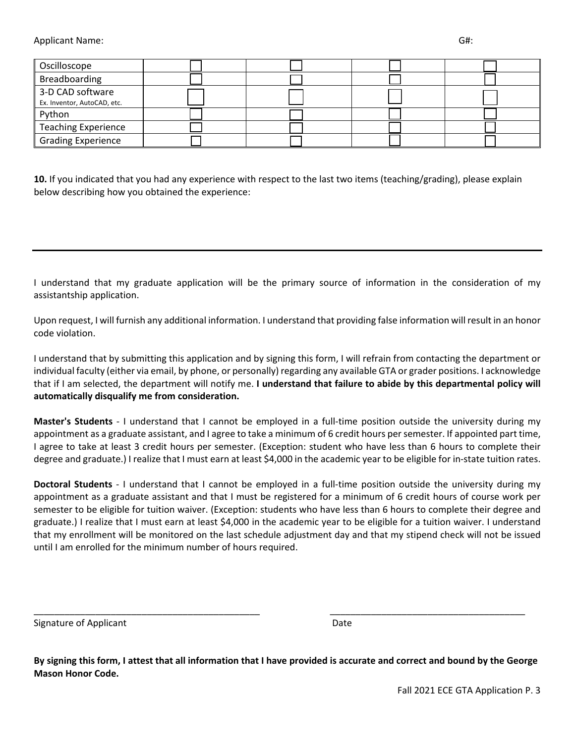Applicant Name: G#:

| | | | | |
|---|---|---|---|---|
| Oscilloscope | ☐ | ☐ | ☐ | ☐ |
| Breadboarding | ☐ | ☐ | ☐ | ☐ |
| 3-D CAD software<br>Ex. Inventor, AutoCAD, etc. | ☐ | ☐ | ☐ | ☐ |
| Python | ☐ | ☐ | ☐ | ☐ |
| Teaching Experience | ☐ | ☐ | ☐ | ☐ |
| Grading Experience | ☐ | ☐ | ☐ | ☐ |

**10.** If you indicated that you had any experience with respect to the last two items (teaching/grading), please explain below describing how you obtained the experience:

---

I understand that my graduate application will be the primary source of information in the consideration of my assistantship application.

Upon request, I will furnish any additional information. I understand that providing false information will result in an honor code violation.

I understand that by submitting this application and by signing this form, I will refrain from contacting the department or individual faculty (either via email, by phone, or personally) regarding any available GTA or grader positions. I acknowledge that if I am selected, the department will notify me. **I understand that failure to abide by this departmental policy will automatically disqualify me from consideration.**

**Master's Students** - I understand that I cannot be employed in a full-time position outside the university during my appointment as a graduate assistant, and I agree to take a minimum of 6 credit hours per semester. If appointed part time, I agree to take at least 3 credit hours per semester. (Exception: student who have less than 6 hours to complete their degree and graduate.) I realize that I must earn at least $4,000 in the academic year to be eligible for in-state tuition rates.

**Doctoral Students** - I understand that I cannot be employed in a full-time position outside the university during my appointment as a graduate assistant and that I must be registered for a minimum of 6 credit hours of course work per semester to be eligible for tuition waiver. (Exception: students who have less than 6 hours to complete their degree and graduate.) I realize that I must earn at least $4,000 in the academic year to be eligible for a tuition waiver. I understand that my enrollment will be monitored on the last schedule adjustment day and that my stipend check will not be issued until I am enrolled for the minimum number of hours required.

______________________________________________ ________________________________________

Signature of Applicant Date

**By signing this form, I attest that all information that I have provided is accurate and correct and bound by the George Mason Honor Code.**